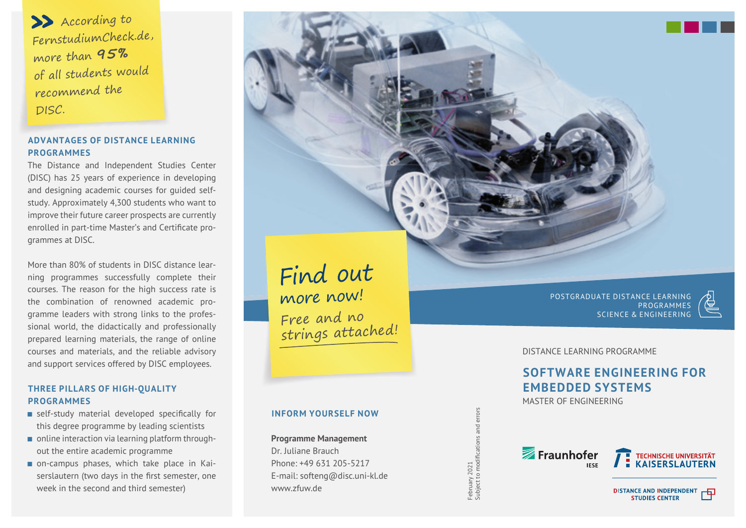>> According to FernstudiumCheck.de, more than **95%** of all students would recommend the DISC.

## ADVANTAGES OF DISTANCE LEARNING PROGRAMMES

The Distance and Independent Studies Center (DISC) has 25 years of experience in developing and designing academic courses for guided self-study. Approximately 4,300 students who want to improve their future career prospects are currently enrolled in part-time Master's and Certificate programmes at DISC.

More than 80% of students in DISC distance learning programmes successfully complete their courses. The reason for the high success rate is the combination of renowned academic programme leaders with strong links to the professional world, the didactically and professionally prepared learning materials, the range of online courses and materials, and the reliable advisory and support services offered by DISC employees.

## THREE PILLARS OF HIGH-QUALITY PROGRAMMES

- self-study material developed specifically for this degree programme by leading scientists
- online interaction via learning platform throughout the entire academic programme
- on-campus phases, which take place in Kaiserslautern (two days in the first semester, one week in the second and third semester)

Find out more now!
Free and no strings attached!

## INFORM YOURSELF NOW

**Programme Management**
Dr. Juliane Brauch
Phone: +49 631 205-5217
E-mail: softeng@disc.uni-kl.de
www.zfuw.de

February 2021
Subject to modifications and errors

POSTGRADUATE DISTANCE LEARNING PROGRAMMES
SCIENCE & ENGINEERING

DISTANCE LEARNING PROGRAMME

# SOFTWARE ENGINEERING FOR EMBEDDED SYSTEMS

MASTER OF ENGINEERING

Fraunhofer IESE

TECHNISCHE UNIVERSITÄT KAISERSLAUTERN

DISTANCE AND INDEPENDENT STUDIES CENTER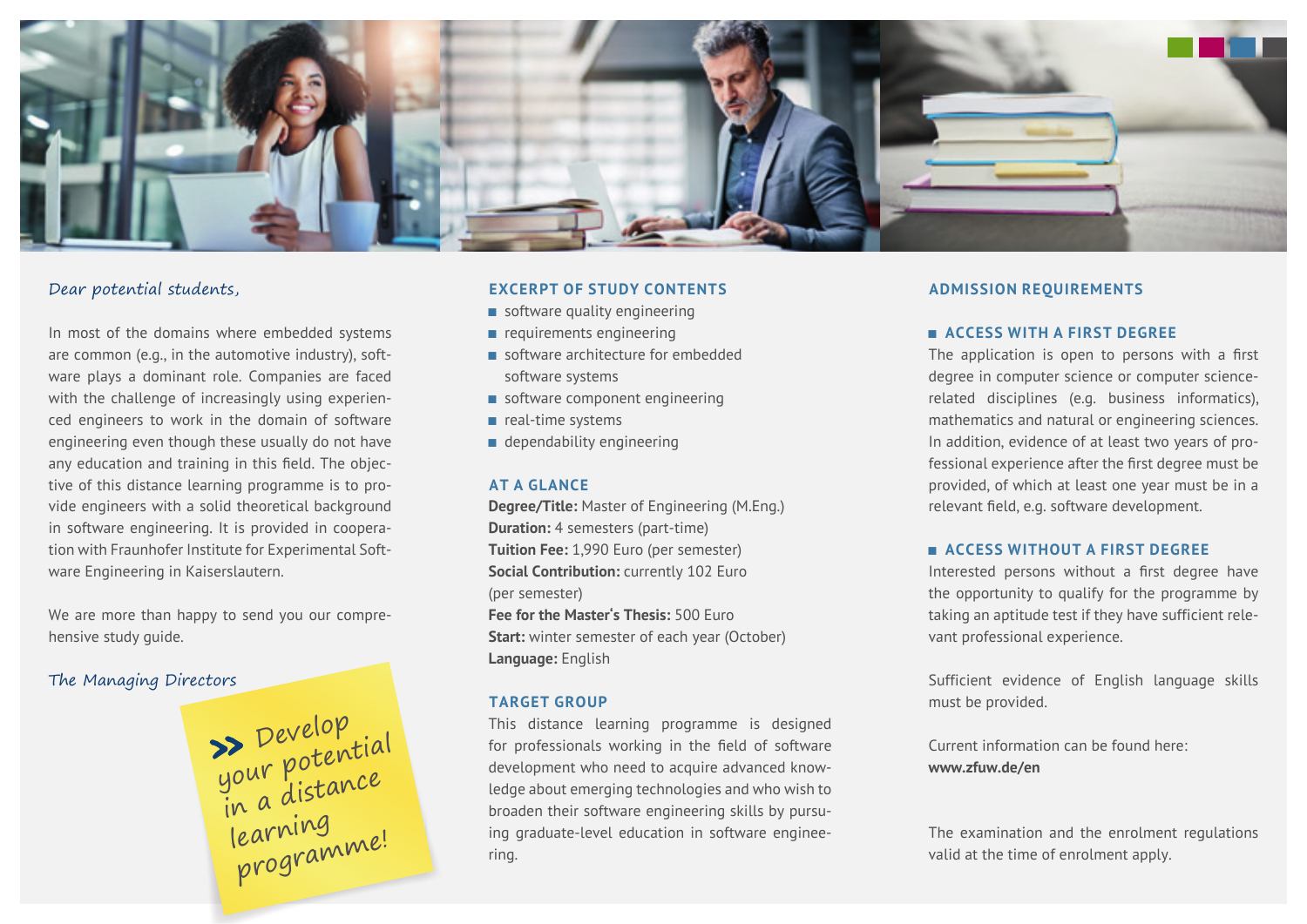*Dear potential students,*

In most of the domains where embedded systems are common (e.g., in the automotive industry), software plays a dominant role. Companies are faced with the challenge of increasingly using experienced engineers to work in the domain of software engineering even though these usually do not have any education and training in this field. The objective of this distance learning programme is to provide engineers with a solid theoretical background in software engineering. It is provided in cooperation with Fraunhofer Institute for Experimental Software Engineering in Kaiserslautern.

We are more than happy to send you our comprehensive study guide.

*The Managing Directors*

>> Develop your potential in a distance learning programme!

## EXCERPT OF STUDY CONTENTS

- software quality engineering
- requirements engineering
- software architecture for embedded software systems
- software component engineering
- real-time systems
- dependability engineering

## AT A GLANCE

**Degree/Title:** Master of Engineering (M.Eng.)
**Duration:** 4 semesters (part-time)
**Tuition Fee:** 1,990 Euro (per semester)
**Social Contribution:** currently 102 Euro (per semester)
**Fee for the Master's Thesis:** 500 Euro
**Start:** winter semester of each year (October)
**Language:** English

## TARGET GROUP

This distance learning programme is designed for professionals working in the field of software development who need to acquire advanced knowledge about emerging technologies and who wish to broaden their software engineering skills by pursuing graduate-level education in software engineering.

## ADMISSION REQUIREMENTS

### ACCESS WITH A FIRST DEGREE

The application is open to persons with a first degree in computer science or computer science-related disciplines (e.g. business informatics), mathematics and natural or engineering sciences. In addition, evidence of at least two years of professional experience after the first degree must be provided, of which at least one year must be in a relevant field, e.g. software development.

### ACCESS WITHOUT A FIRST DEGREE

Interested persons without a first degree have the opportunity to qualify for the programme by taking an aptitude test if they have sufficient relevant professional experience.

Sufficient evidence of English language skills must be provided.

Current information can be found here:
**www.zfuw.de/en**

The examination and the enrolment regulations valid at the time of enrolment apply.